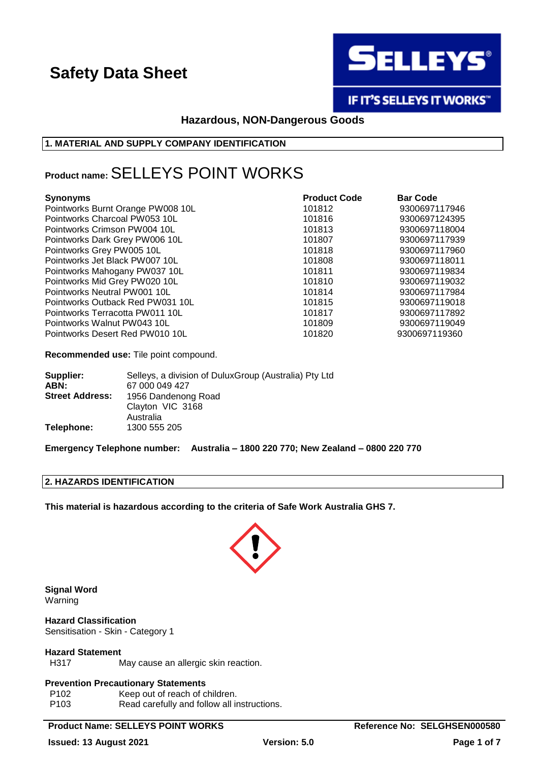# Safety Data Sheet

SELLEYS®

IF IT'S SELLEYS IT WORKS™

**Hazardous, NON-Dangerous Goods**

## 1. MATERIAL AND SUPPLY COMPANY IDENTIFICATION

**Product name:** SELLEYS POINT WORKS

| Synonyms | Product Code | Bar Code |
|---|---|---|
| Pointworks Burnt Orange PW008 10L | 101812 | 9300697117946 |
| Pointworks Charcoal PW053 10L | 101816 | 9300697124395 |
| Pointworks Crimson PW004 10L | 101813 | 9300697118004 |
| Pointworks Dark Grey PW006 10L | 101807 | 9300697117939 |
| Pointworks Grey PW005 10L | 101818 | 9300697117960 |
| Pointworks Jet Black PW007 10L | 101808 | 9300697118011 |
| Pointworks Mahogany PW037 10L | 101811 | 9300697119834 |
| Pointworks Mid Grey PW020 10L | 101810 | 9300697119032 |
| Pointworks Neutral PW001 10L | 101814 | 9300697117984 |
| Pointworks Outback Red PW031 10L | 101815 | 9300697119018 |
| Pointworks Terracotta PW011 10L | 101817 | 9300697117892 |
| Pointworks Walnut PW043 10L | 101809 | 9300697119049 |
| Pointworks Desert Red PW010 10L | 101820 | 9300697119360 |

**Recommended use:** Tile point compound.

**Supplier:** Selleys, a division of DuluxGroup (Australia) Pty Ltd
**ABN:** 67 000 049 427
**Street Address:** 1956 Dandenong Road
Clayton VIC 3168
Australia
**Telephone:** 1300 555 205

**Emergency Telephone number: Australia – 1800 220 770; New Zealand – 0800 220 770**

## 2. HAZARDS IDENTIFICATION

**This material is hazardous according to the criteria of Safe Work Australia GHS 7.**

**Signal Word**
Warning

**Hazard Classification**
Sensitisation - Skin - Category 1

**Hazard Statement**
H317 May cause an allergic skin reaction.

**Prevention Precautionary Statements**
P102 Keep out of reach of children.
P103 Read carefully and follow all instructions.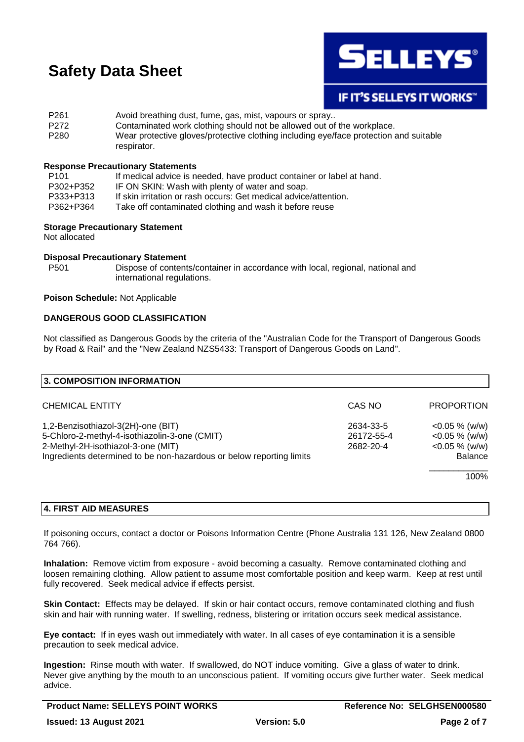| | |
|---|---|
| P261 | Avoid breathing dust, fume, gas, mist, vapours or spray.. |
| P272 | Contaminated work clothing should not be allowed out of the workplace. |
| P280 | Wear protective gloves/protective clothing including eye/face protection and suitable respirator. |

**Response Precautionary Statements**

| | |
|---|---|
| P101 | If medical advice is needed, have product container or label at hand. |
| P302+P352 | IF ON SKIN: Wash with plenty of water and soap. |
| P333+P313 | If skin irritation or rash occurs: Get medical advice/attention. |
| P362+P364 | Take off contaminated clothing and wash it before reuse |

**Storage Precautionary Statement**

Not allocated

**Disposal Precautionary Statement**

| | |
|---|---|
| P501 | Dispose of contents/container in accordance with local, regional, national and international regulations. |

**Poison Schedule:** Not Applicable

**DANGEROUS GOOD CLASSIFICATION**

Not classified as Dangerous Goods by the criteria of the "Australian Code for the Transport of Dangerous Goods by Road & Rail" and the "New Zealand NZS5433: Transport of Dangerous Goods on Land".

## 3. COMPOSITION INFORMATION

| CHEMICAL ENTITY | CAS NO | PROPORTION |
|---|---|---|
| 1,2-Benzisothiazol-3(2H)-one (BIT) | 2634-33-5 | <0.05 % (w/w) |
| 5-Chloro-2-methyl-4-isothiazolin-3-one (CMIT) | 26172-55-4 | <0.05 % (w/w) |
| 2-Methyl-2H-isothiazol-3-one (MIT) | 2682-20-4 | <0.05 % (w/w) |
| Ingredients determined to be non-hazardous or below reporting limits | | Balance |
| | | 100% |

## 4. FIRST AID MEASURES

If poisoning occurs, contact a doctor or Poisons Information Centre (Phone Australia 131 126, New Zealand 0800 764 766).

**Inhalation:** Remove victim from exposure - avoid becoming a casualty. Remove contaminated clothing and loosen remaining clothing. Allow patient to assume most comfortable position and keep warm. Keep at rest until fully recovered. Seek medical advice if effects persist.

**Skin Contact:** Effects may be delayed. If skin or hair contact occurs, remove contaminated clothing and flush skin and hair with running water. If swelling, redness, blistering or irritation occurs seek medical assistance.

**Eye contact:** If in eyes wash out immediately with water. In all cases of eye contamination it is a sensible precaution to seek medical advice.

**Ingestion:** Rinse mouth with water. If swallowed, do NOT induce vomiting. Give a glass of water to drink. Never give anything by the mouth to an unconscious patient. If vomiting occurs give further water. Seek medical advice.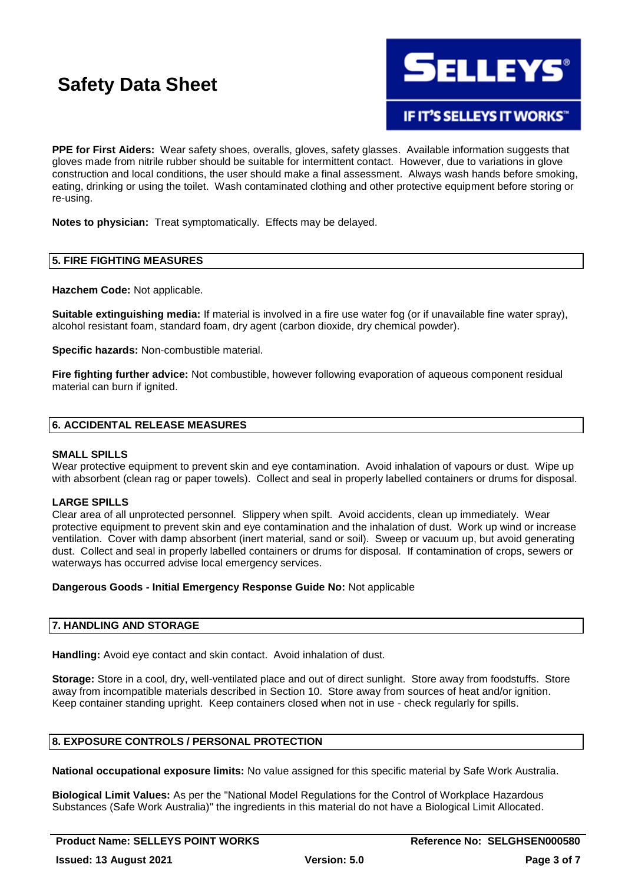**PPE for First Aiders:** Wear safety shoes, overalls, gloves, safety glasses. Available information suggests that gloves made from nitrile rubber should be suitable for intermittent contact. However, due to variations in glove construction and local conditions, the user should make a final assessment. Always wash hands before smoking, eating, drinking or using the toilet. Wash contaminated clothing and other protective equipment before storing or re-using.

**Notes to physician:** Treat symptomatically. Effects may be delayed.

## 5. FIRE FIGHTING MEASURES

**Hazchem Code:** Not applicable.

**Suitable extinguishing media:** If material is involved in a fire use water fog (or if unavailable fine water spray), alcohol resistant foam, standard foam, dry agent (carbon dioxide, dry chemical powder).

**Specific hazards:** Non-combustible material.

**Fire fighting further advice:** Not combustible, however following evaporation of aqueous component residual material can burn if ignited.

## 6. ACCIDENTAL RELEASE MEASURES

### SMALL SPILLS

Wear protective equipment to prevent skin and eye contamination. Avoid inhalation of vapours or dust. Wipe up with absorbent (clean rag or paper towels). Collect and seal in properly labelled containers or drums for disposal.

### LARGE SPILLS

Clear area of all unprotected personnel. Slippery when spilt. Avoid accidents, clean up immediately. Wear protective equipment to prevent skin and eye contamination and the inhalation of dust. Work up wind or increase ventilation. Cover with damp absorbent (inert material, sand or soil). Sweep or vacuum up, but avoid generating dust. Collect and seal in properly labelled containers or drums for disposal. If contamination of crops, sewers or waterways has occurred advise local emergency services.

**Dangerous Goods - Initial Emergency Response Guide No:** Not applicable

## 7. HANDLING AND STORAGE

**Handling:** Avoid eye contact and skin contact. Avoid inhalation of dust.

**Storage:** Store in a cool, dry, well-ventilated place and out of direct sunlight. Store away from foodstuffs. Store away from incompatible materials described in Section 10. Store away from sources of heat and/or ignition. Keep container standing upright. Keep containers closed when not in use - check regularly for spills.

## 8. EXPOSURE CONTROLS / PERSONAL PROTECTION

**National occupational exposure limits:** No value assigned for this specific material by Safe Work Australia.

**Biological Limit Values:** As per the "National Model Regulations for the Control of Workplace Hazardous Substances (Safe Work Australia)" the ingredients in this material do not have a Biological Limit Allocated.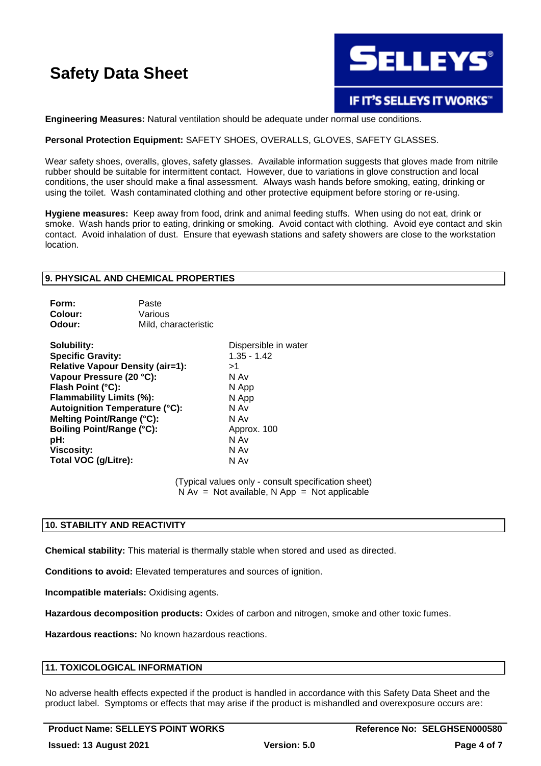**Engineering Measures:** Natural ventilation should be adequate under normal use conditions.

**Personal Protection Equipment:** SAFETY SHOES, OVERALLS, GLOVES, SAFETY GLASSES.

Wear safety shoes, overalls, gloves, safety glasses. Available information suggests that gloves made from nitrile rubber should be suitable for intermittent contact. However, due to variations in glove construction and local conditions, the user should make a final assessment. Always wash hands before smoking, eating, drinking or using the toilet. Wash contaminated clothing and other protective equipment before storing or re-using.

**Hygiene measures:** Keep away from food, drink and animal feeding stuffs. When using do not eat, drink or smoke. Wash hands prior to eating, drinking or smoking. Avoid contact with clothing. Avoid eye contact and skin contact. Avoid inhalation of dust. Ensure that eyewash stations and safety showers are close to the workstation location.

## 9. PHYSICAL AND CHEMICAL PROPERTIES

| | |
|---|---|
| **Form:** | Paste |
| **Colour:** | Various |
| **Odour:** | Mild, characteristic |

| | |
|---|---|
| **Solubility:** | Dispersible in water |
| **Specific Gravity:** | 1.35 - 1.42 |
| **Relative Vapour Density (air=1):** | >1 |
| **Vapour Pressure (20 °C):** | N Av |
| **Flash Point (°C):** | N App |
| **Flammability Limits (%):** | N App |
| **Autoignition Temperature (°C):** | N Av |
| **Melting Point/Range (°C):** | N Av |
| **Boiling Point/Range (°C):** | Approx. 100 |
| **pH:** | N Av |
| **Viscosity:** | N Av |
| **Total VOC (g/Litre):** | N Av |

(Typical values only - consult specification sheet)
N Av = Not available, N App = Not applicable

## 10. STABILITY AND REACTIVITY

**Chemical stability:** This material is thermally stable when stored and used as directed.

**Conditions to avoid:** Elevated temperatures and sources of ignition.

**Incompatible materials:** Oxidising agents.

**Hazardous decomposition products:** Oxides of carbon and nitrogen, smoke and other toxic fumes.

**Hazardous reactions:** No known hazardous reactions.

## 11. TOXICOLOGICAL INFORMATION

No adverse health effects expected if the product is handled in accordance with this Safety Data Sheet and the product label. Symptoms or effects that may arise if the product is mishandled and overexposure occurs are: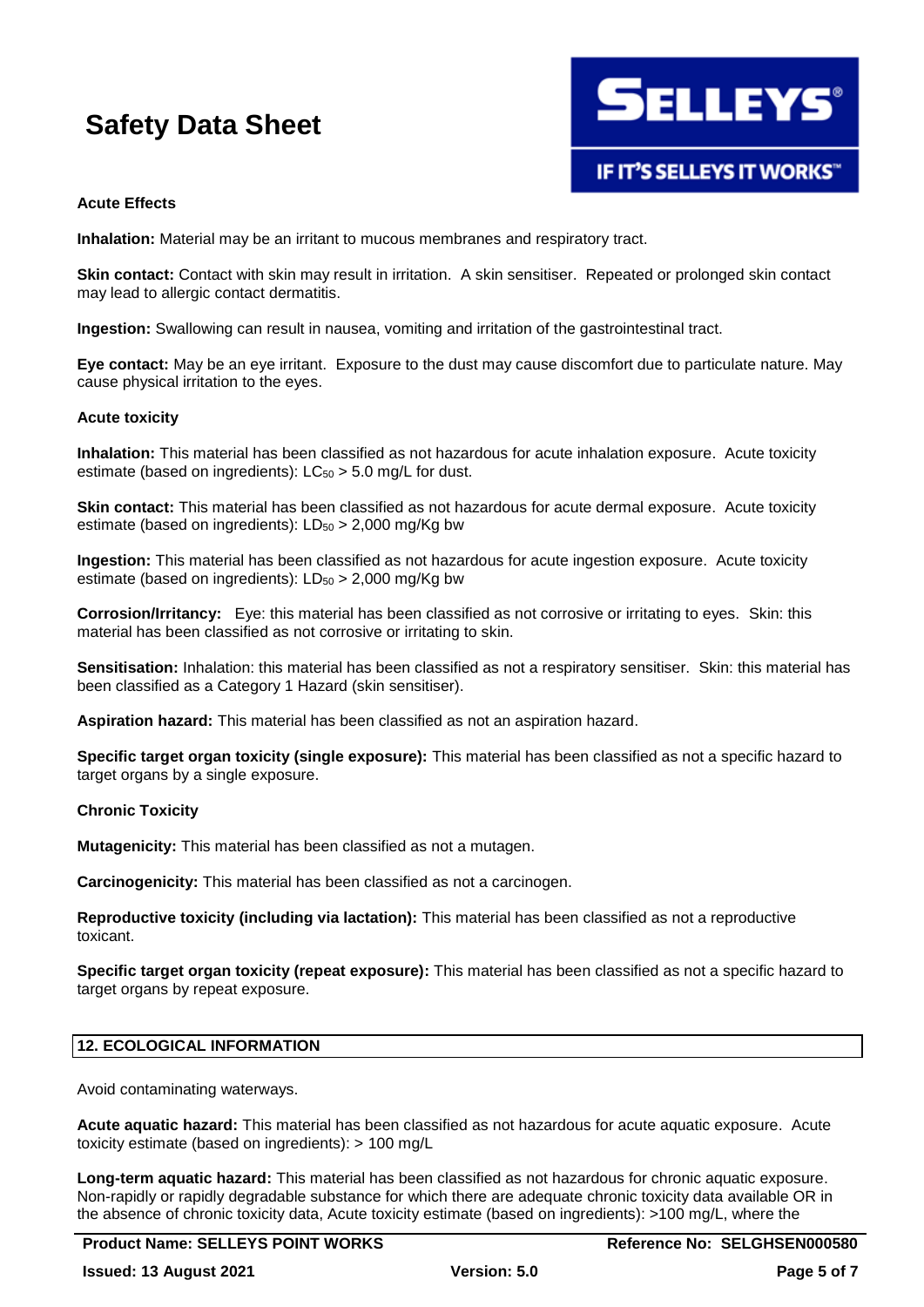**Acute Effects**

**Inhalation:** Material may be an irritant to mucous membranes and respiratory tract.

**Skin contact:** Contact with skin may result in irritation. A skin sensitiser. Repeated or prolonged skin contact may lead to allergic contact dermatitis.

**Ingestion:** Swallowing can result in nausea, vomiting and irritation of the gastrointestinal tract.

**Eye contact:** May be an eye irritant. Exposure to the dust may cause discomfort due to particulate nature. May cause physical irritation to the eyes.

**Acute toxicity**

**Inhalation:** This material has been classified as not hazardous for acute inhalation exposure. Acute toxicity estimate (based on ingredients): $LC_{50}$ > 5.0 mg/L for dust.

**Skin contact:** This material has been classified as not hazardous for acute dermal exposure. Acute toxicity estimate (based on ingredients): $LD_{50}$ > 2,000 mg/Kg bw

**Ingestion:** This material has been classified as not hazardous for acute ingestion exposure. Acute toxicity estimate (based on ingredients): $LD_{50}$ > 2,000 mg/Kg bw

**Corrosion/Irritancy:** Eye: this material has been classified as not corrosive or irritating to eyes. Skin: this material has been classified as not corrosive or irritating to skin.

**Sensitisation:** Inhalation: this material has been classified as not a respiratory sensitiser. Skin: this material has been classified as a Category 1 Hazard (skin sensitiser).

**Aspiration hazard:** This material has been classified as not an aspiration hazard.

**Specific target organ toxicity (single exposure):** This material has been classified as not a specific hazard to target organs by a single exposure.

**Chronic Toxicity**

**Mutagenicity:** This material has been classified as not a mutagen.

**Carcinogenicity:** This material has been classified as not a carcinogen.

**Reproductive toxicity (including via lactation):** This material has been classified as not a reproductive toxicant.

**Specific target organ toxicity (repeat exposure):** This material has been classified as not a specific hazard to target organs by repeat exposure.

## 12. ECOLOGICAL INFORMATION

Avoid contaminating waterways.

**Acute aquatic hazard:** This material has been classified as not hazardous for acute aquatic exposure. Acute toxicity estimate (based on ingredients): > 100 mg/L

**Long-term aquatic hazard:** This material has been classified as not hazardous for chronic aquatic exposure. Non-rapidly or rapidly degradable substance for which there are adequate chronic toxicity data available OR in the absence of chronic toxicity data, Acute toxicity estimate (based on ingredients): >100 mg/L, where the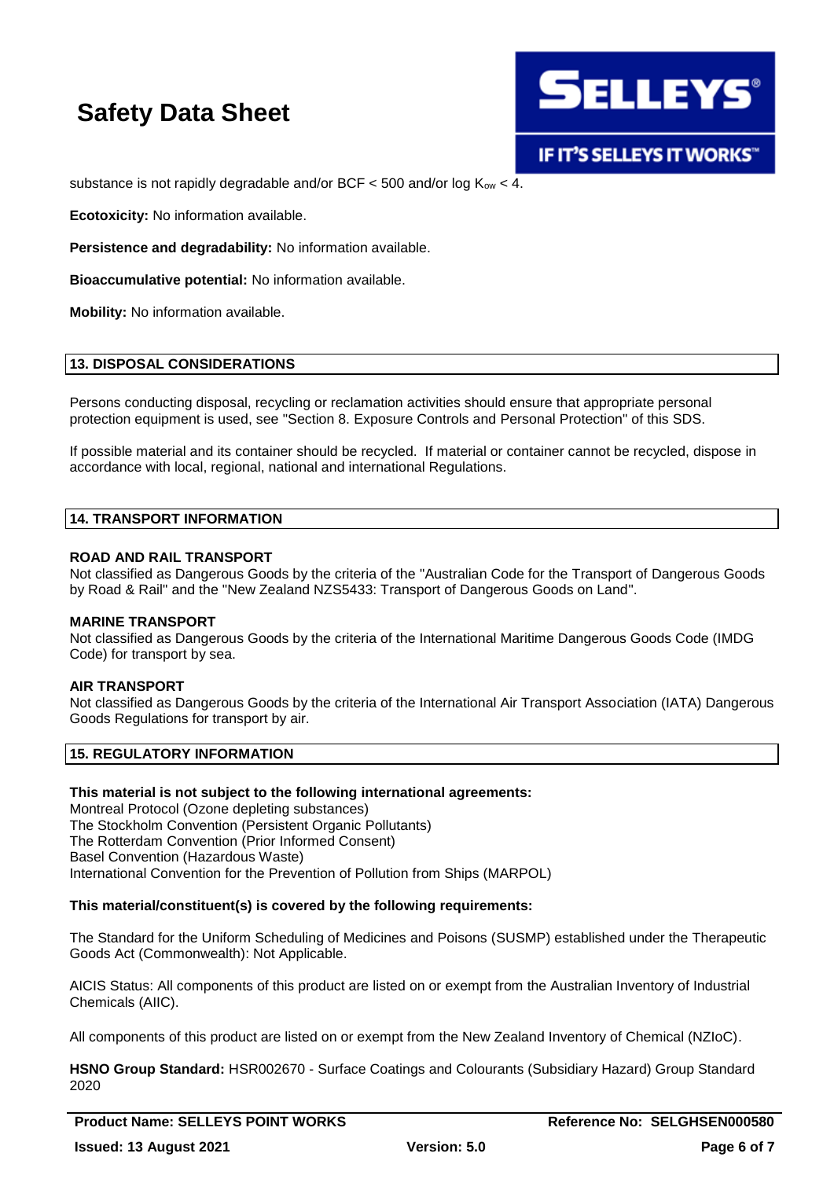substance is not rapidly degradable and/or BCF < 500 and/or log $K_{ow}$ < 4.

**Ecotoxicity:** No information available.

**Persistence and degradability:** No information available.

**Bioaccumulative potential:** No information available.

**Mobility:** No information available.

## 13. DISPOSAL CONSIDERATIONS

Persons conducting disposal, recycling or reclamation activities should ensure that appropriate personal protection equipment is used, see "Section 8. Exposure Controls and Personal Protection" of this SDS.

If possible material and its container should be recycled. If material or container cannot be recycled, dispose in accordance with local, regional, national and international Regulations.

## 14. TRANSPORT INFORMATION

**ROAD AND RAIL TRANSPORT**
Not classified as Dangerous Goods by the criteria of the "Australian Code for the Transport of Dangerous Goods by Road & Rail" and the "New Zealand NZS5433: Transport of Dangerous Goods on Land".

**MARINE TRANSPORT**
Not classified as Dangerous Goods by the criteria of the International Maritime Dangerous Goods Code (IMDG Code) for transport by sea.

**AIR TRANSPORT**
Not classified as Dangerous Goods by the criteria of the International Air Transport Association (IATA) Dangerous Goods Regulations for transport by air.

## 15. REGULATORY INFORMATION

**This material is not subject to the following international agreements:**
Montreal Protocol (Ozone depleting substances)
The Stockholm Convention (Persistent Organic Pollutants)
The Rotterdam Convention (Prior Informed Consent)
Basel Convention (Hazardous Waste)
International Convention for the Prevention of Pollution from Ships (MARPOL)

**This material/constituent(s) is covered by the following requirements:**

The Standard for the Uniform Scheduling of Medicines and Poisons (SUSMP) established under the Therapeutic Goods Act (Commonwealth): Not Applicable.

AICIS Status: All components of this product are listed on or exempt from the Australian Inventory of Industrial Chemicals (AIIC).

All components of this product are listed on or exempt from the New Zealand Inventory of Chemical (NZIoC).

**HSNO Group Standard:** HSR002670 - Surface Coatings and Colourants (Subsidiary Hazard) Group Standard 2020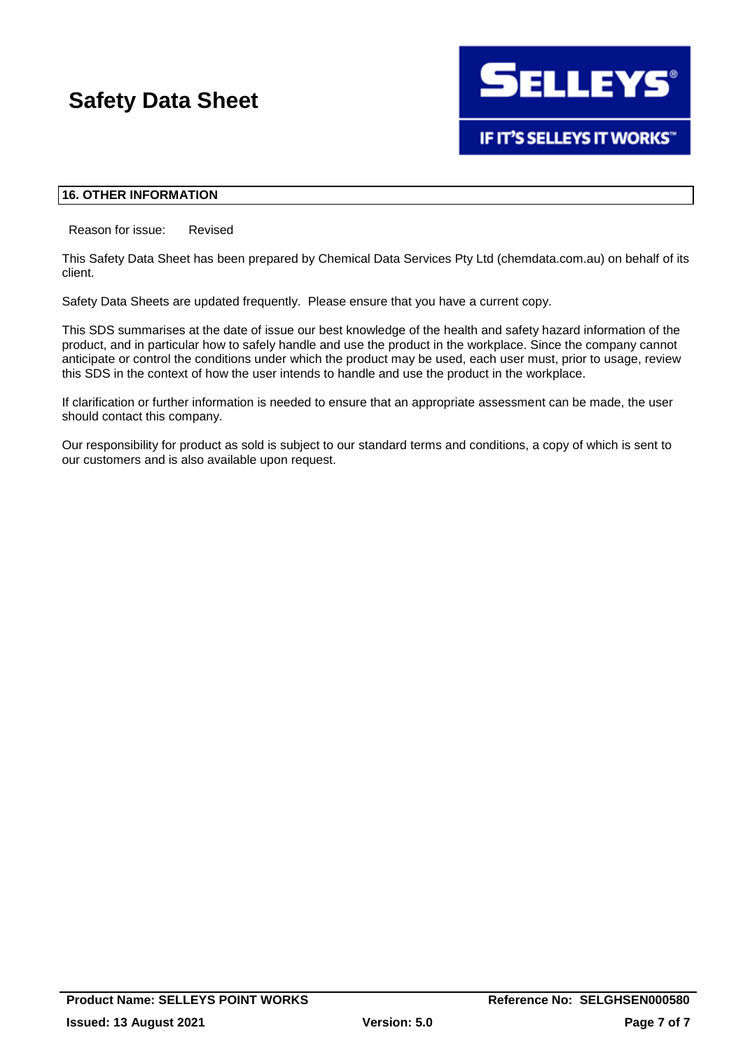## 16. OTHER INFORMATION

Reason for issue: Revised

This Safety Data Sheet has been prepared by Chemical Data Services Pty Ltd (chemdata.com.au) on behalf of its client.

Safety Data Sheets are updated frequently. Please ensure that you have a current copy.

This SDS summarises at the date of issue our best knowledge of the health and safety hazard information of the product, and in particular how to safely handle and use the product in the workplace. Since the company cannot anticipate or control the conditions under which the product may be used, each user must, prior to usage, review this SDS in the context of how the user intends to handle and use the product in the workplace.

If clarification or further information is needed to ensure that an appropriate assessment can be made, the user should contact this company.

Our responsibility for product as sold is subject to our standard terms and conditions, a copy of which is sent to our customers and is also available upon request.